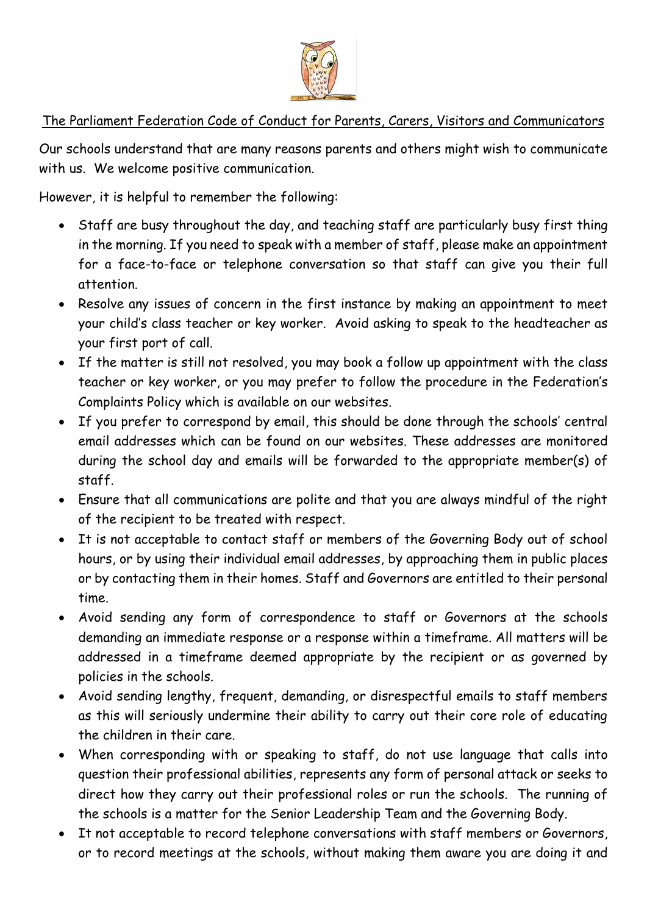<u>The Parliament Federation Code of Conduct for Parents, Carers, Visitors and Communicators</u>

Our schools understand that are many reasons parents and others might wish to communicate with us. We welcome positive communication.

However, it is helpful to remember the following:

- Staff are busy throughout the day, and teaching staff are particularly busy first thing in the morning. If you need to speak with a member of staff, please make an appointment for a face-to-face or telephone conversation so that staff can give you their full attention.
- Resolve any issues of concern in the first instance by making an appointment to meet your child's class teacher or key worker. Avoid asking to speak to the headteacher as your first port of call.
- If the matter is still not resolved, you may book a follow up appointment with the class teacher or key worker, or you may prefer to follow the procedure in the Federation's Complaints Policy which is available on our websites.
- If you prefer to correspond by email, this should be done through the schools' central email addresses which can be found on our websites. These addresses are monitored during the school day and emails will be forwarded to the appropriate member(s) of staff.
- Ensure that all communications are polite and that you are always mindful of the right of the recipient to be treated with respect.
- It is not acceptable to contact staff or members of the Governing Body out of school hours, or by using their individual email addresses, by approaching them in public places or by contacting them in their homes. Staff and Governors are entitled to their personal time.
- Avoid sending any form of correspondence to staff or Governors at the schools demanding an immediate response or a response within a timeframe. All matters will be addressed in a timeframe deemed appropriate by the recipient or as governed by policies in the schools.
- Avoid sending lengthy, frequent, demanding, or disrespectful emails to staff members as this will seriously undermine their ability to carry out their core role of educating the children in their care.
- When corresponding with or speaking to staff, do not use language that calls into question their professional abilities, represents any form of personal attack or seeks to direct how they carry out their professional roles or run the schools. The running of the schools is a matter for the Senior Leadership Team and the Governing Body.
- It not acceptable to record telephone conversations with staff members or Governors, or to record meetings at the schools, without making them aware you are doing it and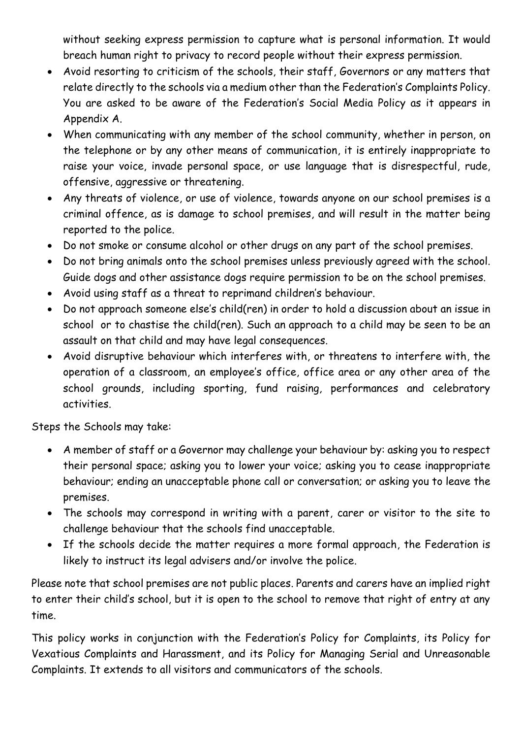without seeking express permission to capture what is personal information. It would breach human right to privacy to record people without their express permission.

- Avoid resorting to criticism of the schools, their staff, Governors or any matters that relate directly to the schools via a medium other than the Federation's Complaints Policy. You are asked to be aware of the Federation's Social Media Policy as it appears in Appendix A.
- When communicating with any member of the school community, whether in person, on the telephone or by any other means of communication, it is entirely inappropriate to raise your voice, invade personal space, or use language that is disrespectful, rude, offensive, aggressive or threatening.
- Any threats of violence, or use of violence, towards anyone on our school premises is a criminal offence, as is damage to school premises, and will result in the matter being reported to the police.
- Do not smoke or consume alcohol or other drugs on any part of the school premises.
- Do not bring animals onto the school premises unless previously agreed with the school. Guide dogs and other assistance dogs require permission to be on the school premises.
- Avoid using staff as a threat to reprimand children's behaviour.
- Do not approach someone else's child(ren) in order to hold a discussion about an issue in school or to chastise the child(ren). Such an approach to a child may be seen to be an assault on that child and may have legal consequences.
- Avoid disruptive behaviour which interferes with, or threatens to interfere with, the operation of a classroom, an employee's office, office area or any other area of the school grounds, including sporting, fund raising, performances and celebratory activities.

Steps the Schools may take:

- A member of staff or a Governor may challenge your behaviour by: asking you to respect their personal space; asking you to lower your voice; asking you to cease inappropriate behaviour; ending an unacceptable phone call or conversation; or asking you to leave the premises.
- The schools may correspond in writing with a parent, carer or visitor to the site to challenge behaviour that the schools find unacceptable.
- If the schools decide the matter requires a more formal approach, the Federation is likely to instruct its legal advisers and/or involve the police.

Please note that school premises are not public places. Parents and carers have an implied right to enter their child's school, but it is open to the school to remove that right of entry at any time.

This policy works in conjunction with the Federation's Policy for Complaints, its Policy for Vexatious Complaints and Harassment, and its Policy for Managing Serial and Unreasonable Complaints. It extends to all visitors and communicators of the schools.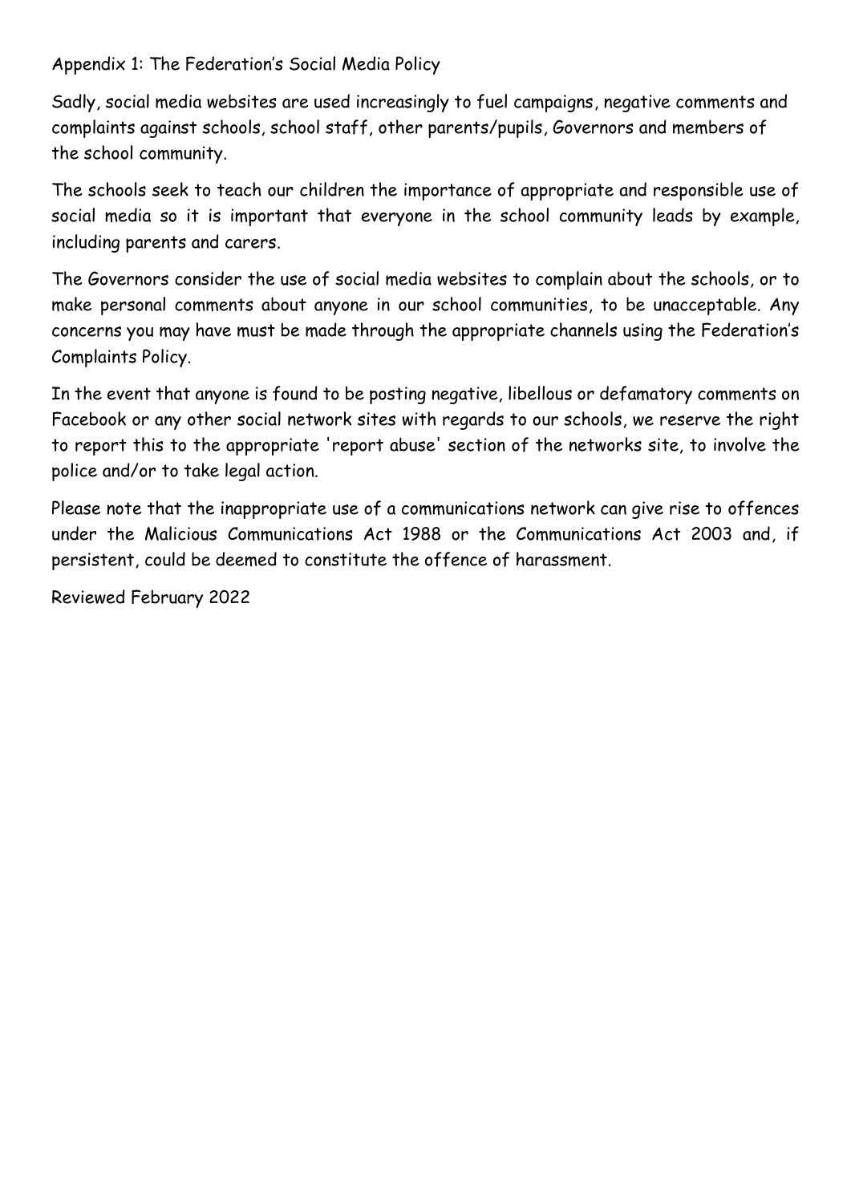## Appendix 1: The Federation's Social Media Policy

Sadly, social media websites are used increasingly to fuel campaigns, negative comments and complaints against schools, school staff, other parents/pupils, Governors and members of the school community.

The schools seek to teach our children the importance of appropriate and responsible use of social media so it is important that everyone in the school community leads by example, including parents and carers.

The Governors consider the use of social media websites to complain about the schools, or to make personal comments about anyone in our school communities, to be unacceptable. Any concerns you may have must be made through the appropriate channels using the Federation's Complaints Policy.

In the event that anyone is found to be posting negative, libellous or defamatory comments on Facebook or any other social network sites with regards to our schools, we reserve the right to report this to the appropriate 'report abuse' section of the networks site, to involve the police and/or to take legal action.

Please note that the inappropriate use of a communications network can give rise to offences under the Malicious Communications Act 1988 or the Communications Act 2003 and, if persistent, could be deemed to constitute the offence of harassment.

Reviewed February 2022